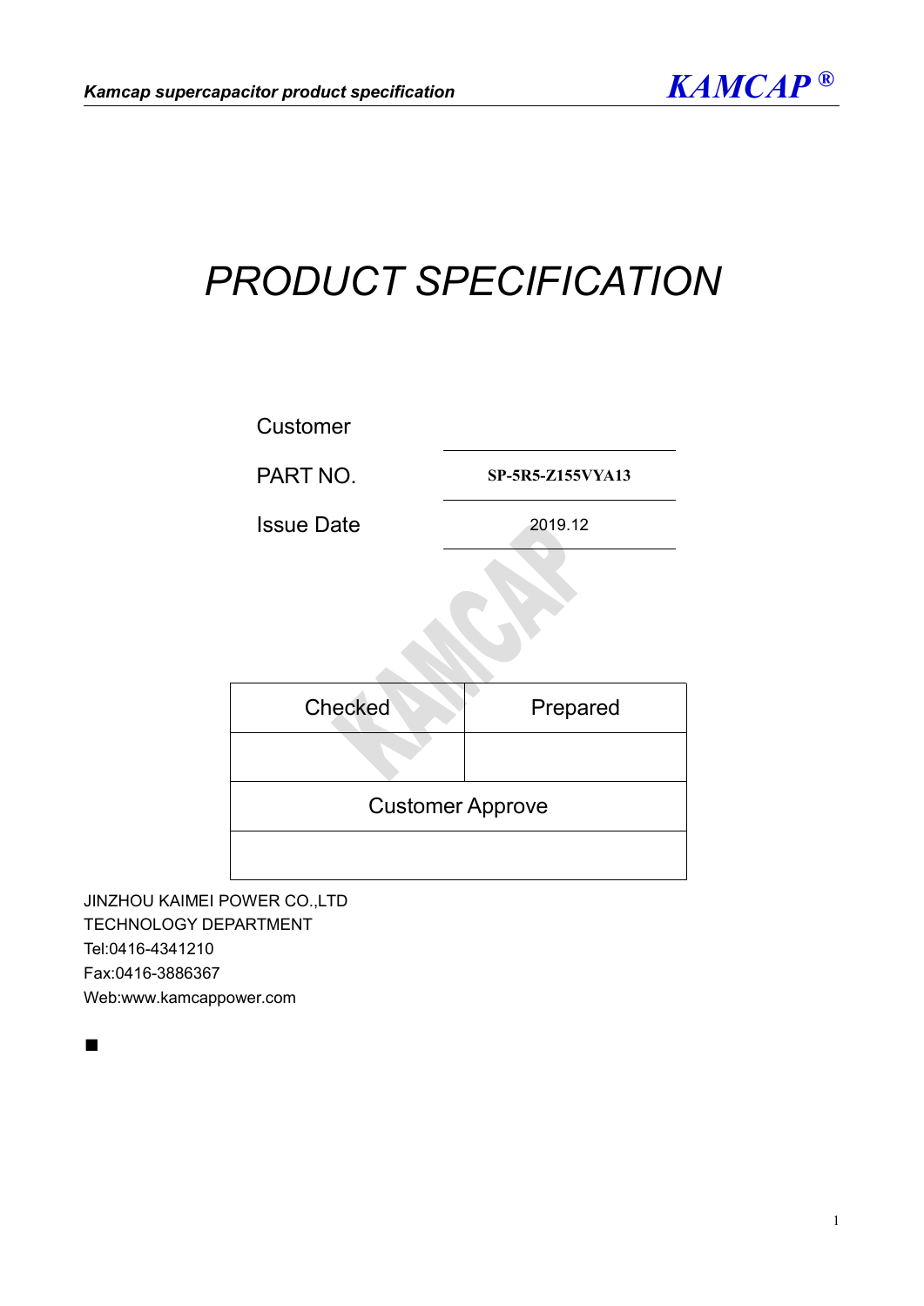# PRODUCT SPECIFICATION

| | |
|---|---|
| Customer | |
| PART NO. | **SP-5R5-Z155VYA13** |
| Issue Date | 2019.12 |

| Checked | Prepared |
|---|---|
| | |
| Customer Approve | |
| | |

JINZHOU KAIMEI POWER CO.,LTD
TECHNOLOGY DEPARTMENT
Tel:0416-4341210
Fax:0416-3886367
Web:www.kamcappower.com

■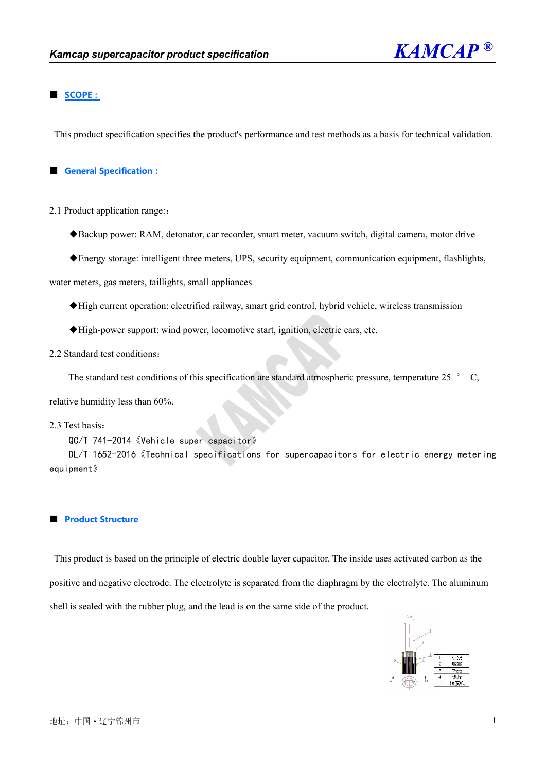## SCOPE :

This product specification specifies the product's performance and test methods as a basis for technical validation.

## General Specification :

2.1 Product application range:：

◆Backup power: RAM, detonator, car recorder, smart meter, vacuum switch, digital camera, motor drive

◆Energy storage: intelligent three meters, UPS, security equipment, communication equipment, flashlights, water meters, gas meters, taillights, small appliances

◆High current operation: electrified railway, smart grid control, hybrid vehicle, wireless transmission

◆High-power support: wind power, locomotive start, ignition, electric cars, etc.

2.2 Standard test conditions：

The standard test conditions of this specification are standard atmospheric pressure, temperature 25 ° C, relative humidity less than 60%.

2.3 Test basis：

QC/T 741-2014《Vehicle super capacitor》

DL/T 1652-2016《Technical specifications for supercapacitors for electric energy metering equipment》

## Product Structure

This product is based on the principle of electric double layer capacitor. The inside uses activated carbon as the positive and negative electrode. The electrolyte is separated from the diaphragm by the electrolyte. The aluminum shell is sealed with the rubber plug, and the lead is on the same side of the product.

| 1 | 引线 |
|---|---|
| 2 | 胶塞 |
| 3 | 铝壳 |
| 4 | 极片 |
| 5 | 隔膜纸 |

地址：中国・辽宁锦州市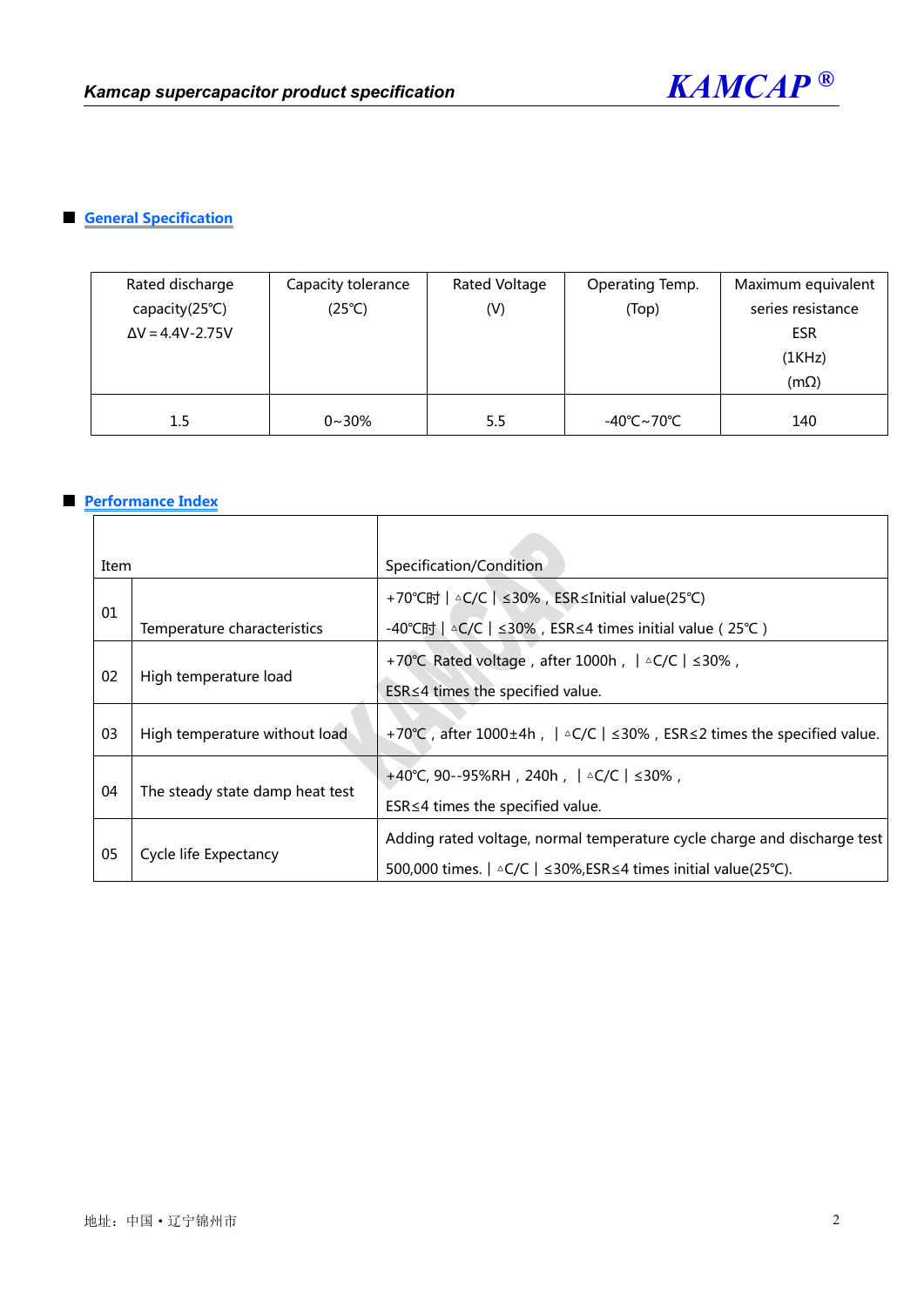## General Specification

| Rated discharge capacity(25℃) ΔV＝4.4V-2.75V | Capacity tolerance (25℃) | Rated Voltage (V) | Operating Temp. (Top) | Maximum equivalent series resistance ESR (1KHz) (mΩ) |
|---|---|---|---|---|
| 1.5 | 0~30% | 5.5 | -40℃~70℃ | 140 |

## Performance Index

| Item | | Specification/Condition |
|---|---|---|
| 01 | Temperature characteristics | +70℃时｜△C/C｜≤30%，ESR≤Initial value(25℃)<br>-40℃时｜△C/C｜≤30%，ESR≤4 times initial value（25℃） |
| 02 | High temperature load | +70℃ Rated voltage，after 1000h，｜△C/C｜≤30%，<br>ESR≤4 times the specified value. |
| 03 | High temperature without load | +70℃，after 1000±4h，｜△C/C｜≤30%，ESR≤2 times the specified value. |
| 04 | The steady state damp heat test | +40℃, 90--95%RH，240h，｜△C/C｜≤30%，<br>ESR≤4 times the specified value. |
| 05 | Cycle life Expectancy | Adding rated voltage, normal temperature cycle charge and discharge test<br>500,000 times.｜△C/C｜≤30%,ESR≤4 times initial value(25℃). |

地址：中国•辽宁锦州市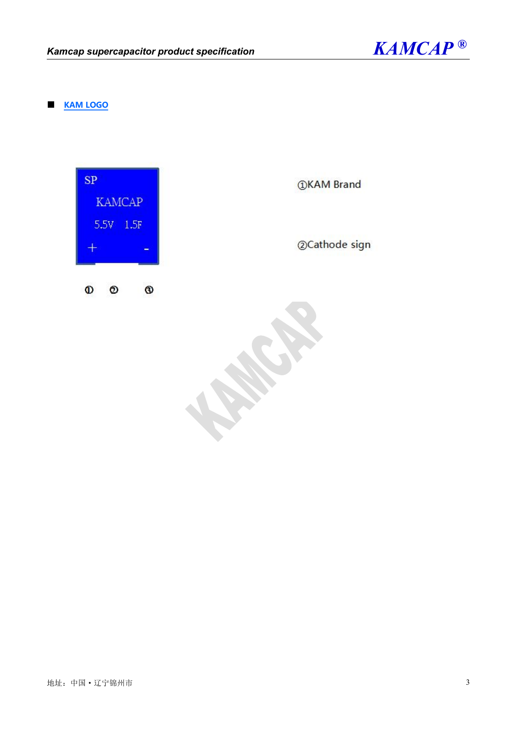■ **KAM LOGO**

SP

KAMCAP

5.5V 1.5F

\+ -

① ② ③

①KAM Brand

②Cathode sign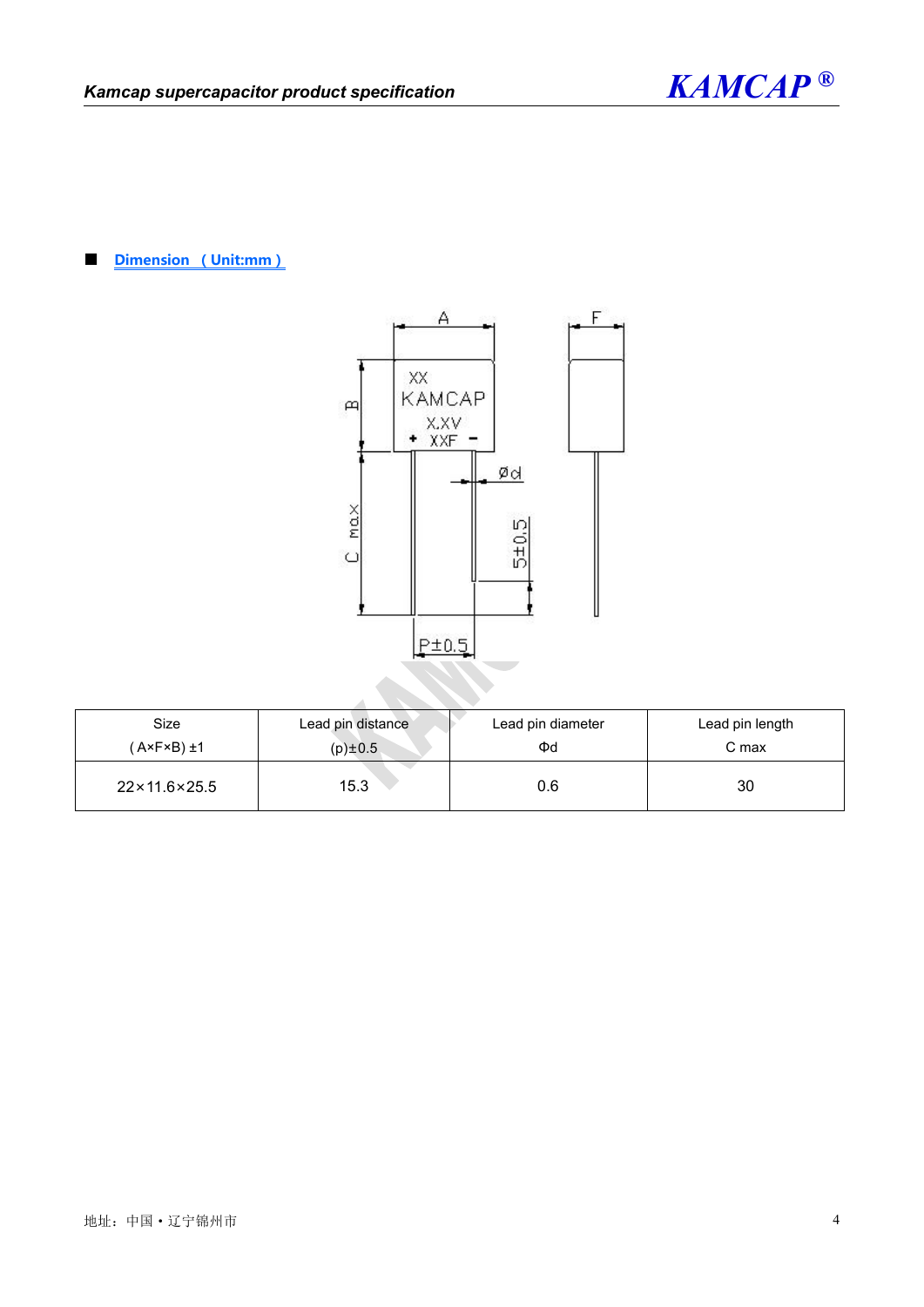■ **Dimension (Unit:mm)**

| Size<br>(A×F×B) ±1 | Lead pin distance<br>(p)±0.5 | Lead pin diameter<br>Φd | Lead pin length<br>C max |
|---|---|---|---|
| 22×11.6×25.5 | 15.3 | 0.6 | 30 |

地址：中国 • 辽宁锦州市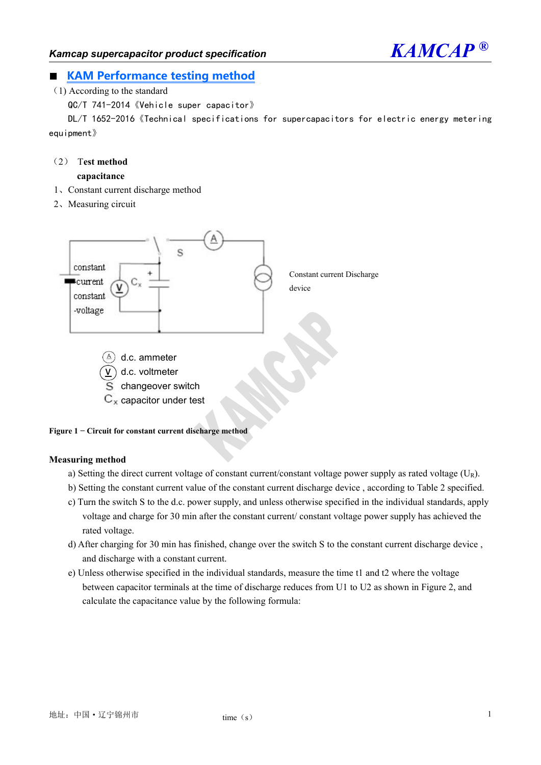## KAM Performance testing method

（1) According to the standard

QC/T 741-2014《Vehicle super capacitor》

DL/T 1652-2016《Technical specifications for supercapacitors for electric energy metering equipment》

（2） Test method

**capacitance**

1、Constant current discharge method

2、Measuring circuit

constant current constant -voltage

S

Constant current Discharge device

Ⓐ d.c. ammeter

Ⓥ d.c. voltmeter

S changeover switch

$C_x$ capacitor under test

**Figure 1 − Circuit for constant current discharge method**

**Measuring method**

a) Setting the direct current voltage of constant current/constant voltage power supply as rated voltage ($U_R$).

b) Setting the constant current value of the constant current discharge device , according to Table 2 specified.

c) Turn the switch S to the d.c. power supply, and unless otherwise specified in the individual standards, apply voltage and charge for 30 min after the constant current/ constant voltage power supply has achieved the rated voltage.

d) After charging for 30 min has finished, change over the switch S to the constant current discharge device , and discharge with a constant current.

e) Unless otherwise specified in the individual standards, measure the time t1 and t2 where the voltage between capacitor terminals at the time of discharge reduces from U1 to U2 as shown in Figure 2, and calculate the capacitance value by the following formula:

地址：中国 • 辽宁锦州市

time（s）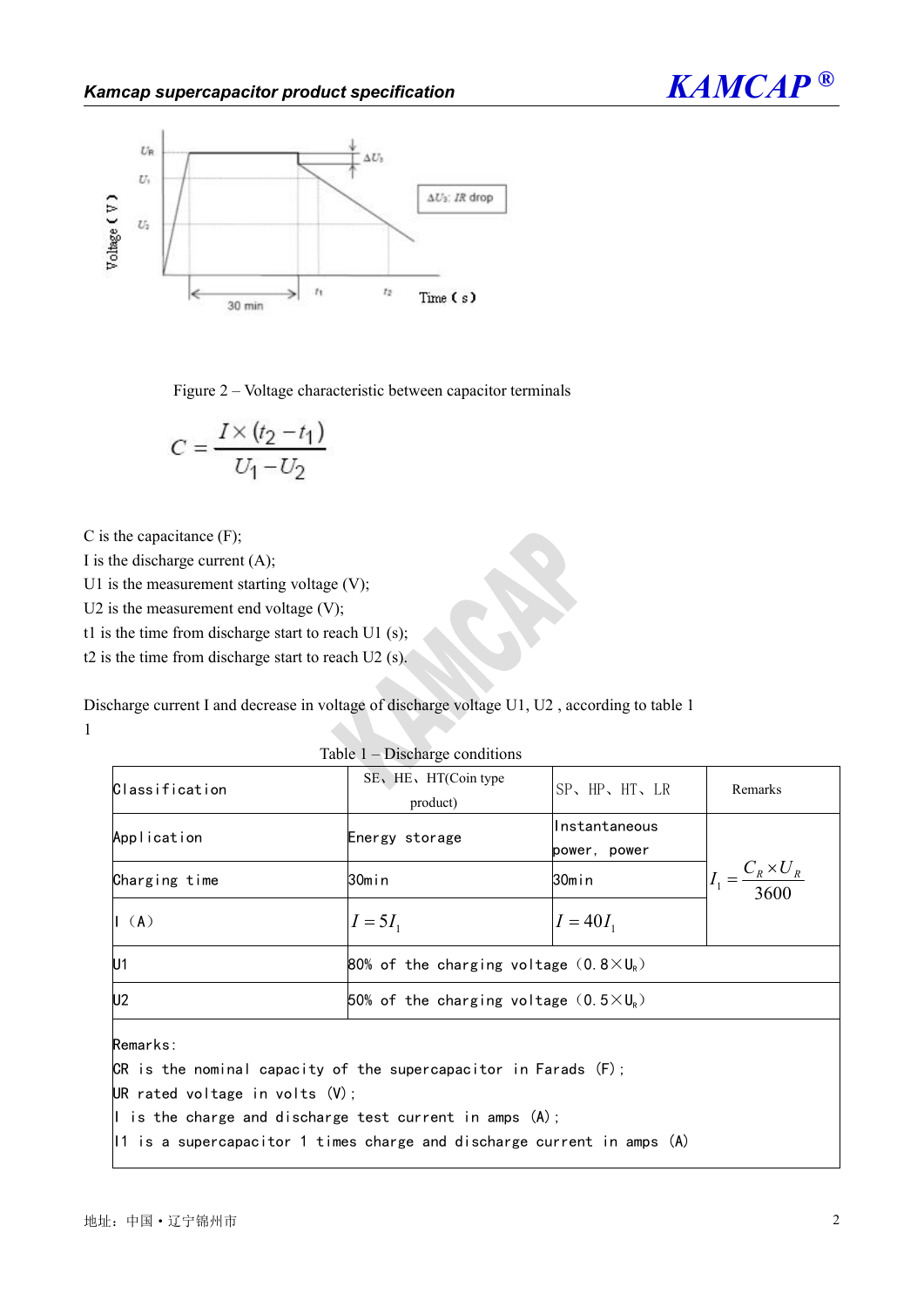Figure 2 – Voltage characteristic between capacitor terminals

$$C = \frac{I \times (t_2 - t_1)}{U_1 - U_2}$$

C is the capacitance (F);
I is the discharge current (A);
U1 is the measurement starting voltage (V);
U2 is the measurement end voltage (V);
t1 is the time from discharge start to reach U1 (s);
t2 is the time from discharge start to reach U2 (s).

Discharge current I and decrease in voltage of discharge voltage U1, U2 , according to table 1
1

Table 1 – Discharge conditions

| Classification | SE、HE、HT(Coin type product) | SP、HP、HT、LR | Remarks |
|---|---|---|---|
| Application | Energy storage | Instantaneous power, power | $I_1 = \frac{C_R \times U_R}{3600}$ |
| Charging time | 30min | 30min | |
| I（A） | $I = 5I_1$ | $I = 40I_1$ | |
| U1 | 80% of the charging voltage（0.8×$U_R$） | | |
| U2 | 50% of the charging voltage（0.5×$U_R$） | | |

Remarks:
CR is the nominal capacity of the supercapacitor in Farads (F);
UR rated voltage in volts (V);
I is the charge and discharge test current in amps (A);
I1 is a supercapacitor 1 times charge and discharge current in amps (A)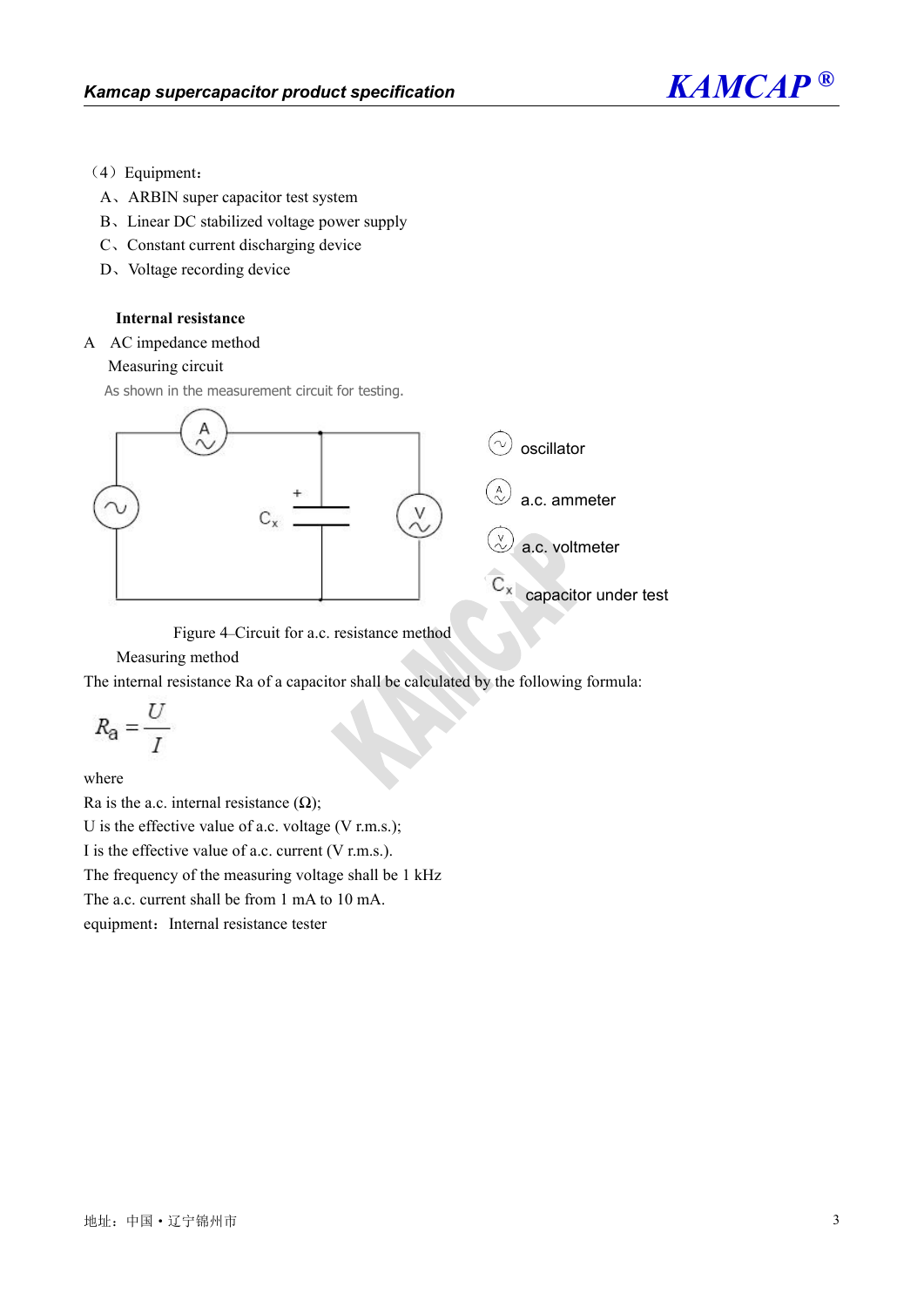（4）Equipment：

A、ARBIN super capacitor test system

B、Linear DC stabilized voltage power supply

C、Constant current discharging device

D、Voltage recording device

**Internal resistance**

A AC impedance method

Measuring circuit

As shown in the measurement circuit for testing.

oscillator

a.c. ammeter

a.c. voltmeter

$C_x$ capacitor under test

Figure 4 Circuit for a.c. resistance method

Measuring method

The internal resistance Ra of a capacitor shall be calculated by the following formula:

$$R_a = \frac{U}{I}$$

where

Ra is the a.c. internal resistance (Ω);

U is the effective value of a.c. voltage (V r.m.s.);

I is the effective value of a.c. current (V r.m.s.).

The frequency of the measuring voltage shall be 1 kHz

The a.c. current shall be from 1 mA to 10 mA.

equipment：Internal resistance tester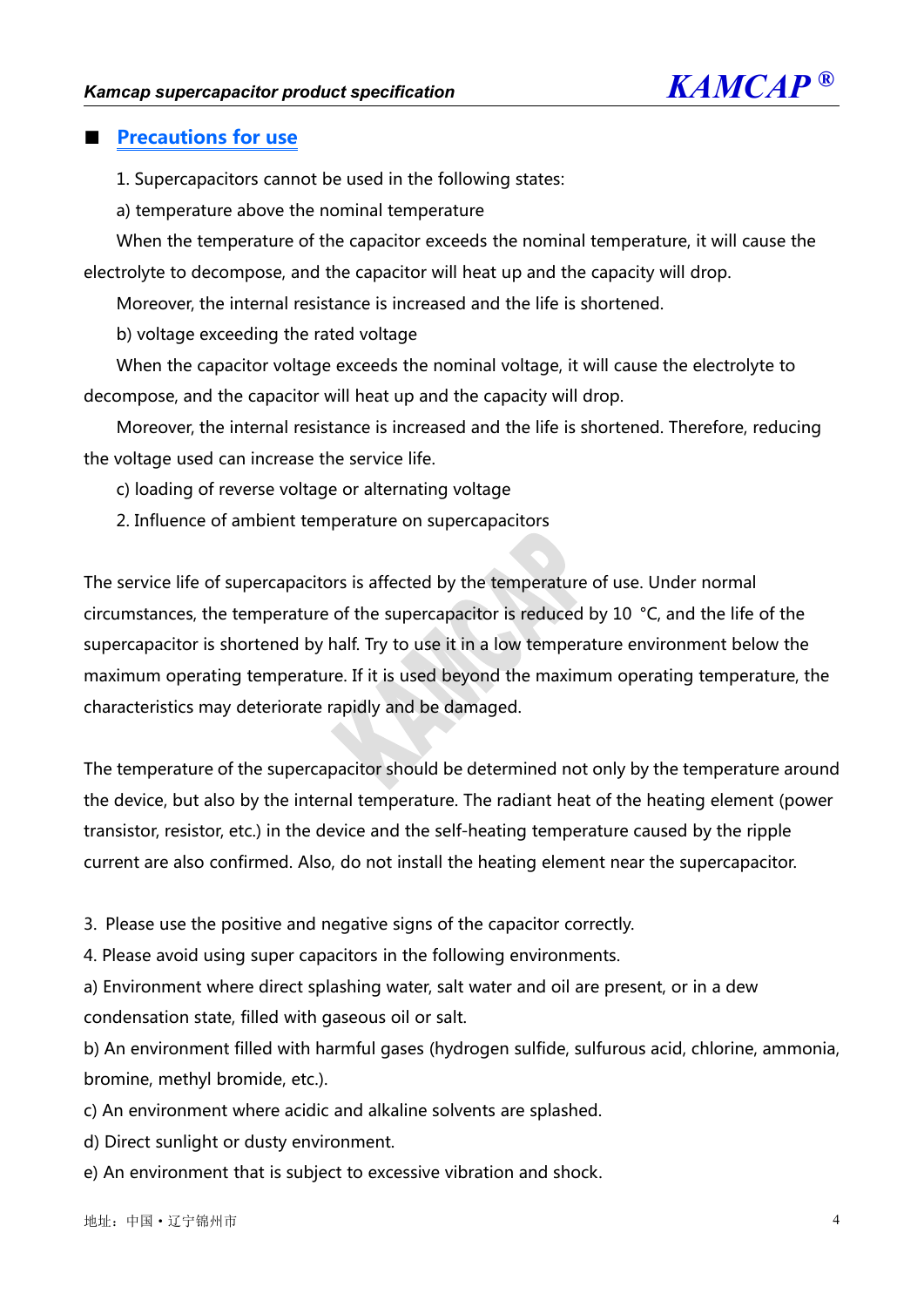## Precautions for use

1. Supercapacitors cannot be used in the following states:

a) temperature above the nominal temperature

When the temperature of the capacitor exceeds the nominal temperature, it will cause the electrolyte to decompose, and the capacitor will heat up and the capacity will drop.

Moreover, the internal resistance is increased and the life is shortened.

b) voltage exceeding the rated voltage

When the capacitor voltage exceeds the nominal voltage, it will cause the electrolyte to decompose, and the capacitor will heat up and the capacity will drop.

Moreover, the internal resistance is increased and the life is shortened. Therefore, reducing the voltage used can increase the service life.

c) loading of reverse voltage or alternating voltage

2. Influence of ambient temperature on supercapacitors

The service life of supercapacitors is affected by the temperature of use. Under normal circumstances, the temperature of the supercapacitor is reduced by 10 °C, and the life of the supercapacitor is shortened by half. Try to use it in a low temperature environment below the maximum operating temperature. If it is used beyond the maximum operating temperature, the characteristics may deteriorate rapidly and be damaged.

The temperature of the supercapacitor should be determined not only by the temperature around the device, but also by the internal temperature. The radiant heat of the heating element (power transistor, resistor, etc.) in the device and the self-heating temperature caused by the ripple current are also confirmed. Also, do not install the heating element near the supercapacitor.

3. Please use the positive and negative signs of the capacitor correctly.

4. Please avoid using super capacitors in the following environments.

a) Environment where direct splashing water, salt water and oil are present, or in a dew condensation state, filled with gaseous oil or salt.

b) An environment filled with harmful gases (hydrogen sulfide, sulfurous acid, chlorine, ammonia, bromine, methyl bromide, etc.).

c) An environment where acidic and alkaline solvents are splashed.

d) Direct sunlight or dusty environment.

e) An environment that is subject to excessive vibration and shock.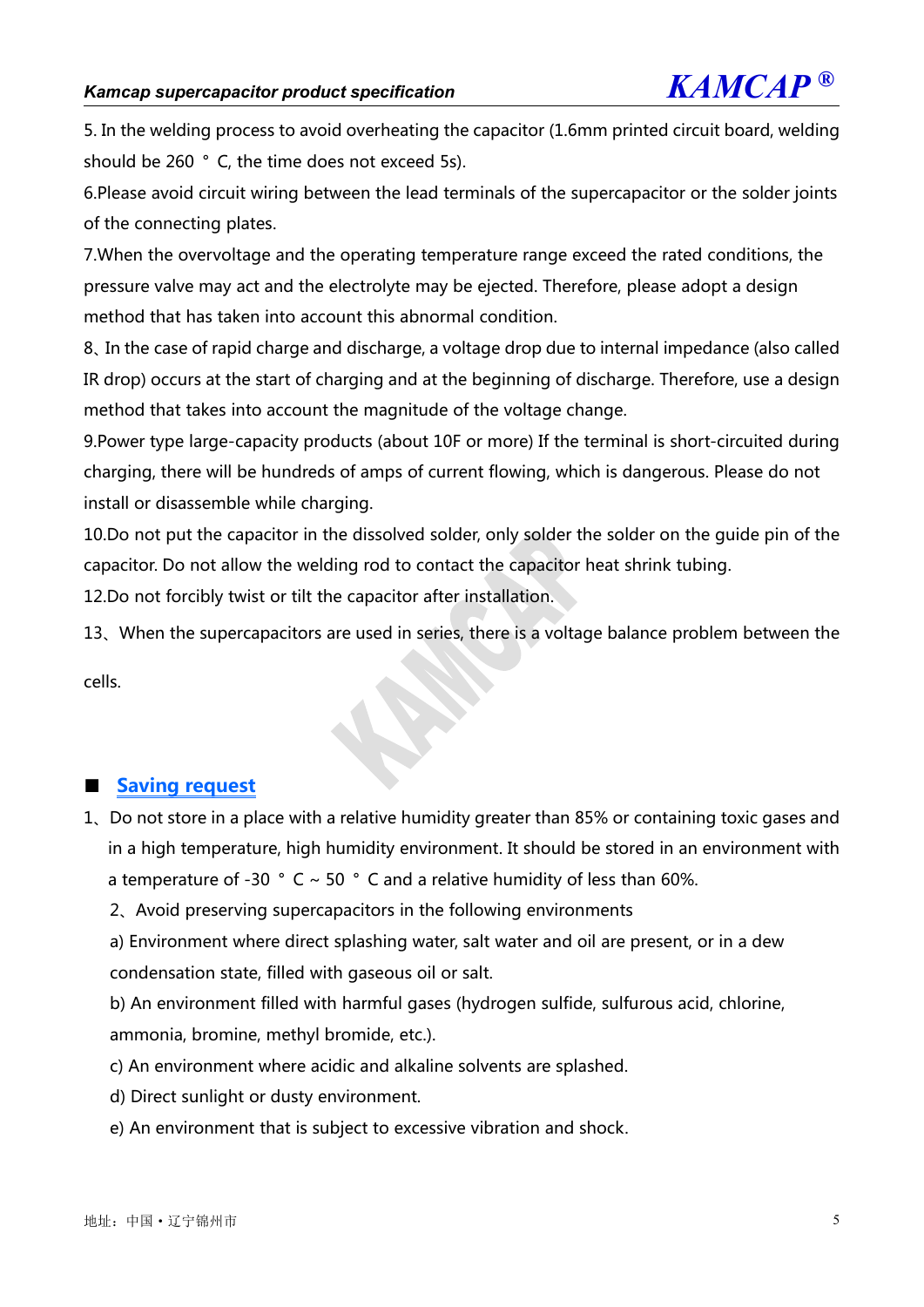5. In the welding process to avoid overheating the capacitor (1.6mm printed circuit board, welding should be 260 ° C, the time does not exceed 5s).

6.Please avoid circuit wiring between the lead terminals of the supercapacitor or the solder joints of the connecting plates.

7.When the overvoltage and the operating temperature range exceed the rated conditions, the pressure valve may act and the electrolyte may be ejected. Therefore, please adopt a design method that has taken into account this abnormal condition.

8、In the case of rapid charge and discharge, a voltage drop due to internal impedance (also called IR drop) occurs at the start of charging and at the beginning of discharge. Therefore, use a design method that takes into account the magnitude of the voltage change.

9.Power type large-capacity products (about 10F or more) If the terminal is short-circuited during charging, there will be hundreds of amps of current flowing, which is dangerous. Please do not install or disassemble while charging.

10.Do not put the capacitor in the dissolved solder, only solder the solder on the guide pin of the capacitor. Do not allow the welding rod to contact the capacitor heat shrink tubing.

12.Do not forcibly twist or tilt the capacitor after installation.

13、When the supercapacitors are used in series, there is a voltage balance problem between the cells.

## ■ Saving request

1、Do not store in a place with a relative humidity greater than 85% or containing toxic gases and in a high temperature, high humidity environment. It should be stored in an environment with a temperature of -30 ° C ~ 50 ° C and a relative humidity of less than 60%.

2、Avoid preserving supercapacitors in the following environments

a) Environment where direct splashing water, salt water and oil are present, or in a dew condensation state, filled with gaseous oil or salt.

b) An environment filled with harmful gases (hydrogen sulfide, sulfurous acid, chlorine, ammonia, bromine, methyl bromide, etc.).

c) An environment where acidic and alkaline solvents are splashed.

d) Direct sunlight or dusty environment.

e) An environment that is subject to excessive vibration and shock.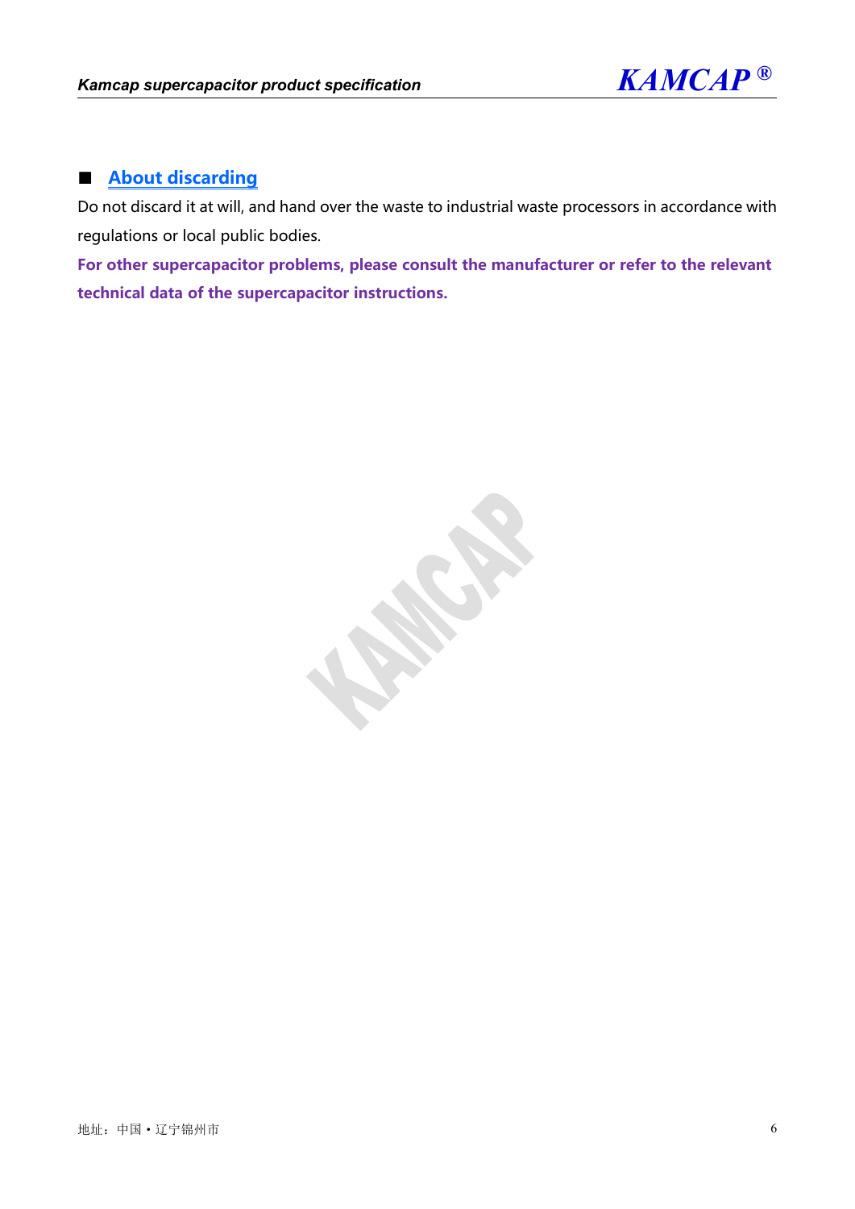## ■ About discarding

Do not discard it at will, and hand over the waste to industrial waste processors in accordance with regulations or local public bodies.

**For other supercapacitor problems, please consult the manufacturer or refer to the relevant technical data of the supercapacitor instructions.**